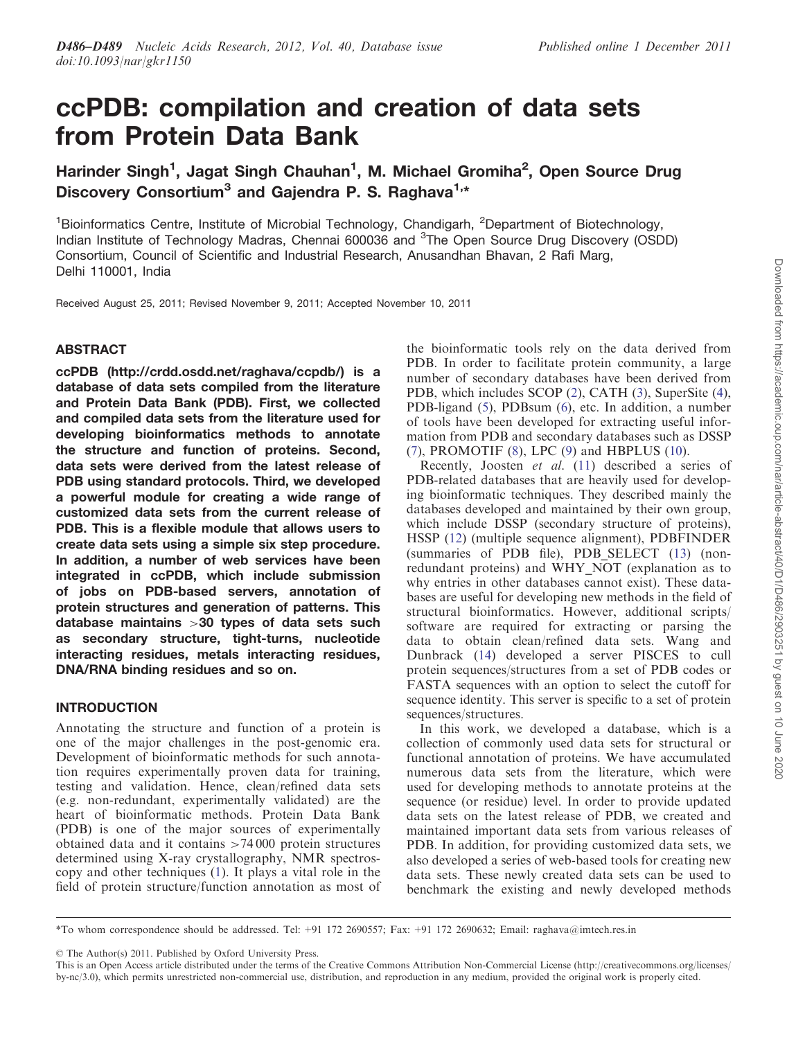# ccPDB: compilation and creation of data sets from Protein Data Bank

Harinder Singh[1], Jagat Singh Chauhan[1], M. Michael Gromiha[2], Open Source Drug Discovery Consortium[3] and Gajendra P. S. Raghava[1,*]

[1]Bioinformatics Centre, Institute of Microbial Technology, Chandigarh, [2]Department of Biotechnology, Indian Institute of Technology Madras, Chennai 600036 and [3]The Open Source Drug Discovery (OSDD) Consortium, Council of Scientific and Industrial Research, Anusandhan Bhavan, 2 Rafi Marg, Delhi 110001, India

Received August 25, 2011; Revised November 9, 2011; Accepted November 10, 2011

## ABSTRACT

**ccPDB (http://crdd.osdd.net/raghava/ccpdb/) is a database of data sets compiled from the literature and Protein Data Bank (PDB). First, we collected and compiled data sets from the literature used for developing bioinformatics methods to annotate the structure and function of proteins. Second, data sets were derived from the latest release of PDB using standard protocols. Third, we developed a powerful module for creating a wide range of customized data sets from the current release of PDB. This is a flexible module that allows users to create data sets using a simple six step procedure. In addition, a number of web services have been integrated in ccPDB, which include submission of jobs on PDB-based servers, annotation of protein structures and generation of patterns. This database maintains >30 types of data sets such as secondary structure, tight-turns, nucleotide interacting residues, metals interacting residues, DNA/RNA binding residues and so on.**

## INTRODUCTION

Annotating the structure and function of a protein is one of the major challenges in the post-genomic era. Development of bioinformatic methods for such annotation requires experimentally proven data for training, testing and validation. Hence, clean/refined data sets (e.g. non-redundant, experimentally validated) are the heart of bioinformatic methods. Protein Data Bank (PDB) is one of the major sources of experimentally obtained data and it contains >74 000 protein structures determined using X-ray crystallography, NMR spectroscopy and other techniques (1). It plays a vital role in the field of protein structure/function annotation as most of the bioinformatic tools rely on the data derived from PDB. In order to facilitate protein community, a large number of secondary databases have been derived from PDB, which includes SCOP (2), CATH (3), SuperSite (4), PDB-ligand (5), PDBsum (6), etc. In addition, a number of tools have been developed for extracting useful information from PDB and secondary databases such as DSSP (7), PROMOTIF (8), LPC (9) and HBPLUS (10).

Recently, Joosten *et al.* (11) described a series of PDB-related databases that are heavily used for developing bioinformatic techniques. They described mainly the databases developed and maintained by their own group, which include DSSP (secondary structure of proteins), HSSP (12) (multiple sequence alignment), PDBFINDER (summaries of PDB file), PDB_SELECT (13) (non-redundant proteins) and WHY_NOT (explanation as to why entries in other databases cannot exist). These databases are useful for developing new methods in the field of structural bioinformatics. However, additional scripts/software are required for extracting or parsing the data to obtain clean/refined data sets. Wang and Dunbrack (14) developed a server PISCES to cull protein sequences/structures from a set of PDB codes or FASTA sequences with an option to select the cutoff for sequence identity. This server is specific to a set of protein sequences/structures.

In this work, we developed a database, which is a collection of commonly used data sets for structural or functional annotation of proteins. We have accumulated numerous data sets from the literature, which were used for developing methods to annotate proteins at the sequence (or residue) level. In order to provide updated data sets on the latest release of PDB, we created and maintained important data sets from various releases of PDB. In addition, for providing customized data sets, we also developed a series of web-based tools for creating new data sets. These newly created data sets can be used to benchmark the existing and newly developed methods

*To whom correspondence should be addressed. Tel: +91 172 2690557; Fax: +91 172 2690632; Email: raghava@imtech.res.in

© The Author(s) 2011. Published by Oxford University Press.

This is an Open Access article distributed under the terms of the Creative Commons Attribution Non-Commercial License (http://creativecommons.org/licenses/by-nc/3.0), which permits unrestricted non-commercial use, distribution, and reproduction in any medium, provided the original work is properly cited.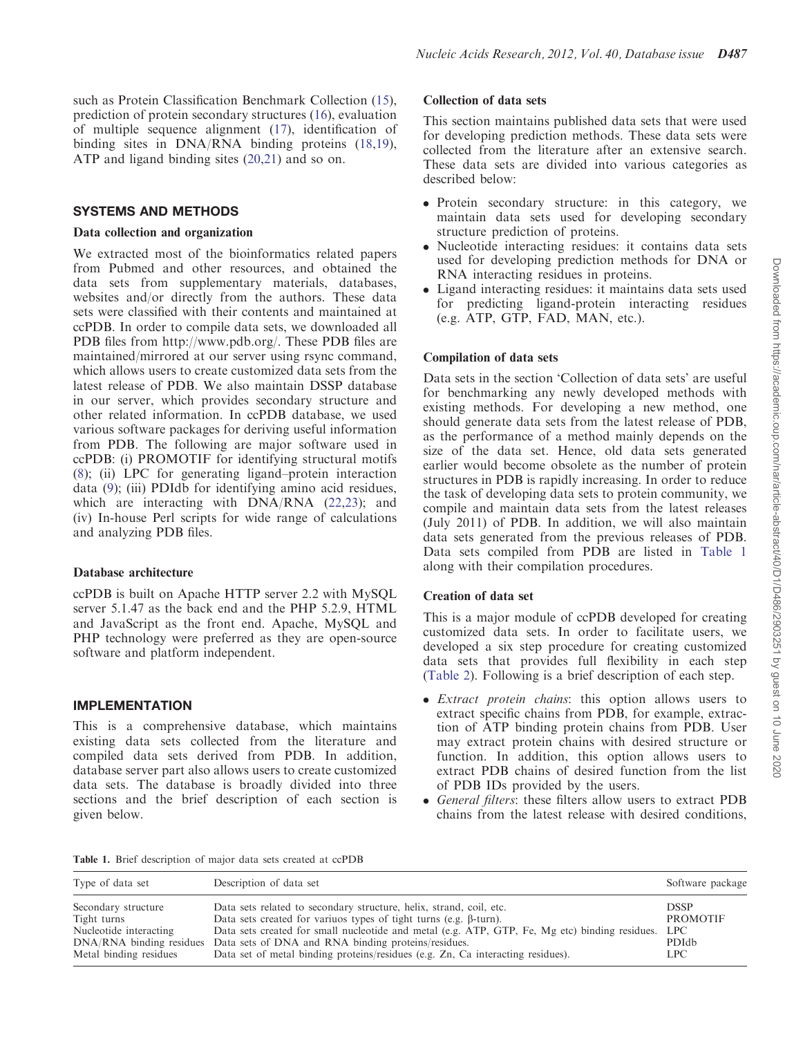such as Protein Classification Benchmark Collection (15), prediction of protein secondary structures (16), evaluation of multiple sequence alignment (17), identification of binding sites in DNA/RNA binding proteins (18,19), ATP and ligand binding sites (20,21) and so on.

## SYSTEMS AND METHODS

### Data collection and organization

We extracted most of the bioinformatics related papers from Pubmed and other resources, and obtained the data sets from supplementary materials, databases, websites and/or directly from the authors. These data sets were classified with their contents and maintained at ccPDB. In order to compile data sets, we downloaded all PDB files from http://www.pdb.org/. These PDB files are maintained/mirrored at our server using rsync command, which allows users to create customized data sets from the latest release of PDB. We also maintain DSSP database in our server, which provides secondary structure and other related information. In ccPDB database, we used various software packages for deriving useful information from PDB. The following are major software used in ccPDB: (i) PROMOTIF for identifying structural motifs (8); (ii) LPC for generating ligand–protein interaction data (9); (iii) PDIdb for identifying amino acid residues, which are interacting with DNA/RNA (22,23); and (iv) In-house Perl scripts for wide range of calculations and analyzing PDB files.

### Database architecture

ccPDB is built on Apache HTTP server 2.2 with MySQL server 5.1.47 as the back end and the PHP 5.2.9, HTML and JavaScript as the front end. Apache, MySQL and PHP technology were preferred as they are open-source software and platform independent.

## IMPLEMENTATION

This is a comprehensive database, which maintains existing data sets collected from the literature and compiled data sets derived from PDB. In addition, database server part also allows users to create customized data sets. The database is broadly divided into three sections and the brief description of each section is given below.

### Collection of data sets

This section maintains published data sets that were used for developing prediction methods. These data sets were collected from the literature after an extensive search. These data sets are divided into various categories as described below:

- Protein secondary structure: in this category, we maintain data sets used for developing secondary structure prediction of proteins.
- Nucleotide interacting residues: it contains data sets used for developing prediction methods for DNA or RNA interacting residues in proteins.
- Ligand interacting residues: it maintains data sets used for predicting ligand-protein interacting residues (e.g. ATP, GTP, FAD, MAN, etc.).

### Compilation of data sets

Data sets in the section 'Collection of data sets' are useful for benchmarking any newly developed methods with existing methods. For developing a new method, one should generate data sets from the latest release of PDB, as the performance of a method mainly depends on the size of the data set. Hence, old data sets generated earlier would become obsolete as the number of protein structures in PDB is rapidly increasing. In order to reduce the task of developing data sets to protein community, we compile and maintain data sets from the latest releases (July 2011) of PDB. In addition, we will also maintain data sets generated from the previous releases of PDB. Data sets compiled from PDB are listed in Table 1 along with their compilation procedures.

### Creation of data set

This is a major module of ccPDB developed for creating customized data sets. In order to facilitate users, we developed a six step procedure for creating customized data sets that provides full flexibility in each step (Table 2). Following is a brief description of each step.

- *Extract protein chains*: this option allows users to extract specific chains from PDB, for example, extraction of ATP binding protein chains from PDB. User may extract protein chains with desired structure or function. In addition, this option allows users to extract PDB chains of desired function from the list of PDB IDs provided by the users.
- *General filters*: these filters allow users to extract PDB chains from the latest release with desired conditions,

**Table 1.** Brief description of major data sets created at ccPDB

| Type of data set | Description of data set | Software package |
|---|---|---|
| Secondary structure | Data sets related to secondary structure, helix, strand, coil, etc. | DSSP |
| Tight turns | Data sets created for variuos types of tight turns (e.g. β-turn). | PROMOTIF |
| Nucleotide interacting | Data sets created for small nucleotide and metal (e.g. ATP, GTP, Fe, Mg etc) binding residues. | LPC |
| DNA/RNA binding residues | Data sets of DNA and RNA binding proteins/residues. | PDIdb |
| Metal binding residues | Data set of metal binding proteins/residues (e.g. Zn, Ca interacting residues). | LPC |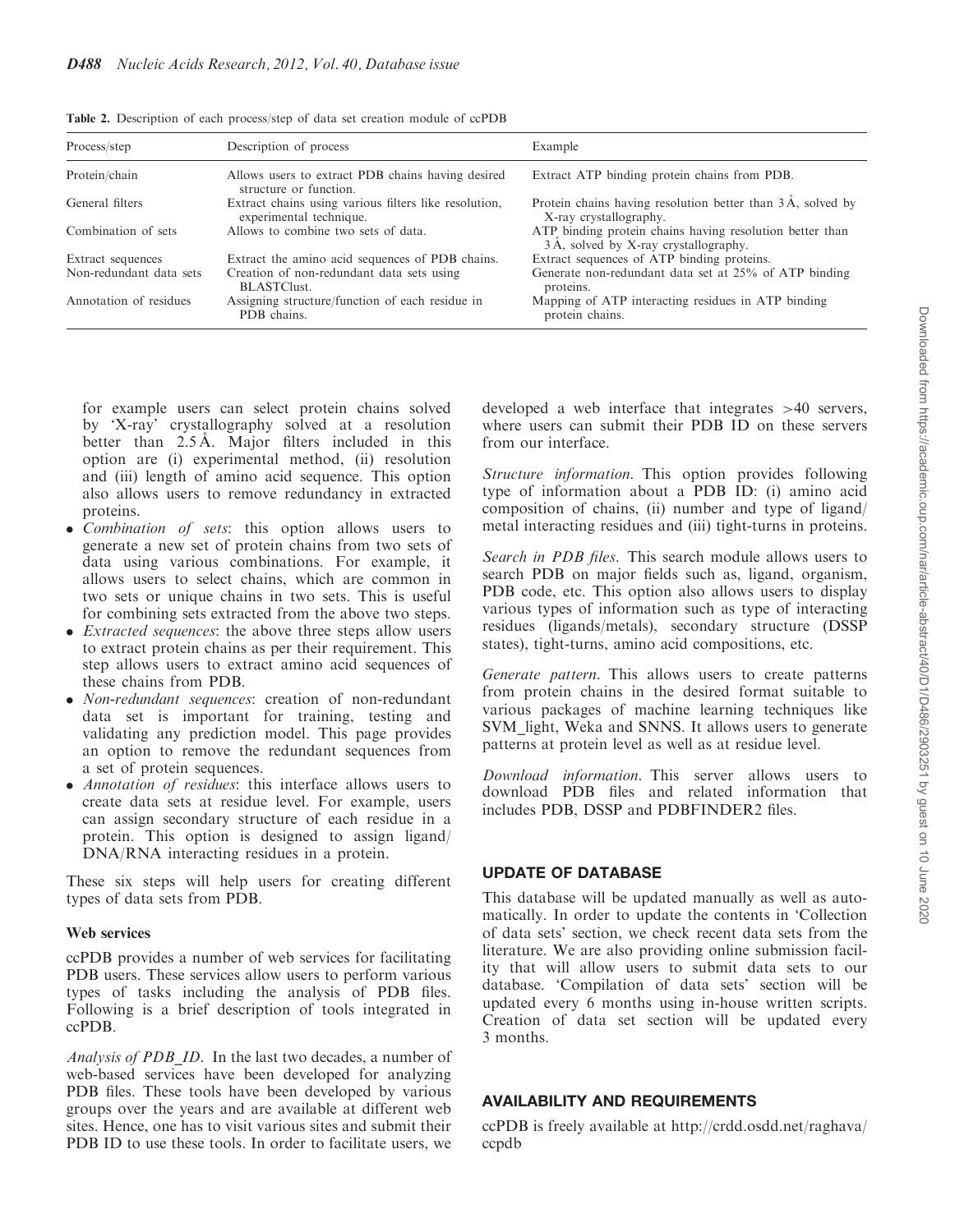**Table 2.** Description of each process/step of data set creation module of ccPDB

| Process/step | Description of process | Example |
|---|---|---|
| Protein/chain | Allows users to extract PDB chains having desired structure or function. | Extract ATP binding protein chains from PDB. |
| General filters | Extract chains using various filters like resolution, experimental technique. | Protein chains having resolution better than 3 Å, solved by X-ray crystallography. |
| Combination of sets | Allows to combine two sets of data. | ATP binding protein chains having resolution better than 3 Å, solved by X-ray crystallography. |
| Extract sequences | Extract the amino acid sequences of PDB chains. | Extract sequences of ATP binding proteins. |
| Non-redundant data sets | Creation of non-redundant data sets using BLASTClust. | Generate non-redundant data set at 25% of ATP binding proteins. |
| Annotation of residues | Assigning structure/function of each residue in PDB chains. | Mapping of ATP interacting residues in ATP binding protein chains. |

for example users can select protein chains solved by 'X-ray' crystallography solved at a resolution better than 2.5 Å. Major filters included in this option are (i) experimental method, (ii) resolution and (iii) length of amino acid sequence. This option also allows users to remove redundancy in extracted proteins.

- *Combination of sets*: this option allows users to generate a new set of protein chains from two sets of data using various combinations. For example, it allows users to select chains, which are common in two sets or unique chains in two sets. This is useful for combining sets extracted from the above two steps.
- *Extracted sequences*: the above three steps allow users to extract protein chains as per their requirement. This step allows users to extract amino acid sequences of these chains from PDB.
- *Non-redundant sequences*: creation of non-redundant data set is important for training, testing and validating any prediction model. This page provides an option to remove the redundant sequences from a set of protein sequences.
- *Annotation of residues*: this interface allows users to create data sets at residue level. For example, users can assign secondary structure of each residue in a protein. This option is designed to assign ligand/DNA/RNA interacting residues in a protein.

These six steps will help users for creating different types of data sets from PDB.

### Web services

ccPDB provides a number of web services for facilitating PDB users. These services allow users to perform various types of tasks including the analysis of PDB files. Following is a brief description of tools integrated in ccPDB.

*Analysis of PDB_ID*. In the last two decades, a number of web-based services have been developed for analyzing PDB files. These tools have been developed by various groups over the years and are available at different web sites. Hence, one has to visit various sites and submit their PDB ID to use these tools. In order to facilitate users, we developed a web interface that integrates >40 servers, where users can submit their PDB ID on these servers from our interface.

*Structure information*. This option provides following type of information about a PDB ID: (i) amino acid composition of chains, (ii) number and type of ligand/metal interacting residues and (iii) tight-turns in proteins.

*Search in PDB files*. This search module allows users to search PDB on major fields such as, ligand, organism, PDB code, etc. This option also allows users to display various types of information such as type of interacting residues (ligands/metals), secondary structure (DSSP states), tight-turns, amino acid compositions, etc.

*Generate pattern*. This allows users to create patterns from protein chains in the desired format suitable to various packages of machine learning techniques like SVM_light, Weka and SNNS. It allows users to generate patterns at protein level as well as at residue level.

*Download information*. This server allows users to download PDB files and related information that includes PDB, DSSP and PDBFINDER2 files.

## UPDATE OF DATABASE

This database will be updated manually as well as automatically. In order to update the contents in 'Collection of data sets' section, we check recent data sets from the literature. We are also providing online submission facility that will allow users to submit data sets to our database. 'Compilation of data sets' section will be updated every 6 months using in-house written scripts. Creation of data set section will be updated every 3 months.

## AVAILABILITY AND REQUIREMENTS

ccPDB is freely available at http://crdd.osdd.net/raghava/ccpdb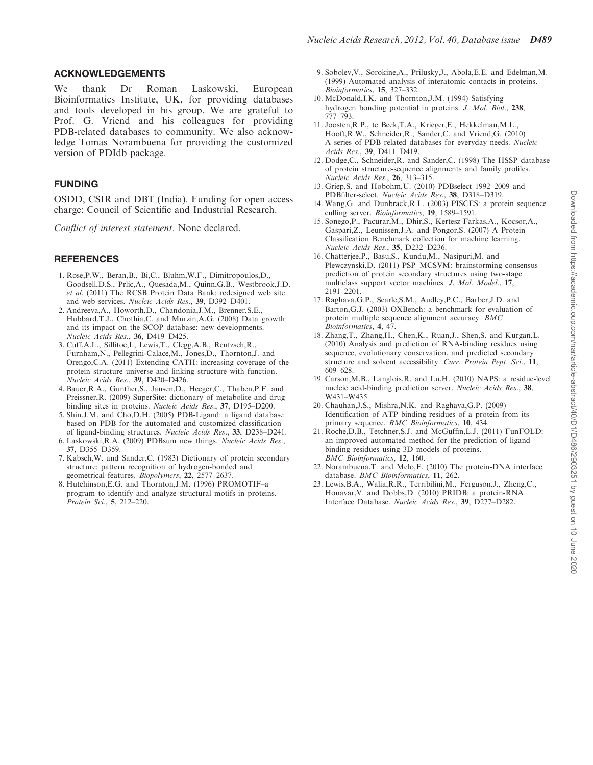## ACKNOWLEDGEMENTS

We thank Dr Roman Laskowski, European Bioinformatics Institute, UK, for providing databases and tools developed in his group. We are grateful to Prof. G. Vriend and his colleagues for providing PDB-related databases to community. We also acknowledge Tomas Norambuena for providing the customized version of PDIdb package.

## FUNDING

OSDD, CSIR and DBT (India). Funding for open access charge: Council of Scientific and Industrial Research.

*Conflict of interest statement*. None declared.

## REFERENCES

1. Rose,P.W., Beran,B., Bi,C., Bluhm,W.F., Dimitropoulos,D., Goodsell,D.S., Prlic,A., Quesada,M., Quinn,G.B., Westbrook,J.D. *et al*. (2011) The RCSB Protein Data Bank: redesigned web site and web services. *Nucleic Acids Res*., **39**, D392–D401.
2. Andreeva,A., Howorth,D., Chandonia,J.M., Brenner,S.E., Hubbard,T.J., Chothia,C. and Murzin,A.G. (2008) Data growth and its impact on the SCOP database: new developments. *Nucleic Acids Res*., **36**, D419–D425.
3. Cuff,A.L., Sillitoe,I., Lewis,T., Clegg,A.B., Rentzsch,R., Furnham,N., Pellegrini-Calace,M., Jones,D., Thornton,J. and Orengo,C.A. (2011) Extending CATH: increasing coverage of the protein structure universe and linking structure with function. *Nucleic Acids Res*., **39**, D420–D426.
4. Bauer,R.A., Gunther,S., Jansen,D., Heeger,C., Thaben,P.F. and Preissner,R. (2009) SuperSite: dictionary of metabolite and drug binding sites in proteins. *Nucleic Acids Res*., **37**, D195–D200.
5. Shin,J.M. and Cho,D.H. (2005) PDB-Ligand: a ligand database based on PDB for the automated and customized classification of ligand-binding structures. *Nucleic Acids Res*., **33**, D238–D241.
6. Laskowski,R.A. (2009) PDBsum new things. *Nucleic Acids Res*., **37**, D355–D359.
7. Kabsch,W. and Sander,C. (1983) Dictionary of protein secondary structure: pattern recognition of hydrogen-bonded and geometrical features. *Biopolymers*, **22**, 2577–2637.
8. Hutchinson,E.G. and Thornton,J.M. (1996) PROMOTIF–a program to identify and analyze structural motifs in proteins. *Protein Sci*., **5**, 212–220.
9. Sobolev,V., Sorokine,A., Prilusky,J., Abola,E.E. and Edelman,M. (1999) Automated analysis of interatomic contacts in proteins. *Bioinformatics*, **15**, 327–332.
10. McDonald,I.K. and Thornton,J.M. (1994) Satisfying hydrogen bonding potential in proteins. *J. Mol. Biol*., **238**, 777–793.
11. Joosten,R.P., te Beek,T.A., Krieger,E., Hekkelman,M.L., Hooft,R.W., Schneider,R., Sander,C. and Vriend,G. (2010) A series of PDB related databases for everyday needs. *Nucleic Acids Res*., **39**, D411–D419.
12. Dodge,C., Schneider,R. and Sander,C. (1998) The HSSP database of protein structure-sequence alignments and family profiles. *Nucleic Acids Res*., **26**, 313–315.
13. Griep,S. and Hobohm,U. (2010) PDBselect 1992–2009 and PDBfilter-select. *Nucleic Acids Res*., **38**, D318–D319.
14. Wang,G. and Dunbrack,R.L. (2003) PISCES: a protein sequence culling server. *Bioinformatics*, **19**, 1589–1591.
15. Sonego,P., Pacurar,M., Dhir,S., Kertesz-Farkas,A., Kocsor,A., Gaspari,Z., Leunissen,J.A. and Pongor,S. (2007) A Protein Classification Benchmark collection for machine learning. *Nucleic Acids Res*., **35**, D232–D236.
16. Chatterjee,P., Basu,S., Kundu,M., Nasipuri,M. and Plewczynski,D. (2011) PSP_MCSVM: brainstorming consensus prediction of protein secondary structures using two-stage multiclass support vector machines. *J. Mol. Model*., **17**, 2191–2201.
17. Raghava,G.P., Searle,S.M., Audley,P.C., Barber,J.D. and Barton,G.J. (2003) OXBench: a benchmark for evaluation of protein multiple sequence alignment accuracy. *BMC Bioinformatics*, **4**, 47.
18. Zhang,T., Zhang,H., Chen,K., Ruan,J., Shen,S. and Kurgan,L. (2010) Analysis and prediction of RNA-binding residues using sequence, evolutionary conservation, and predicted secondary structure and solvent accessibility. *Curr. Protein Pept. Sci*., **11**, 609–628.
19. Carson,M.B., Langlois,R. and Lu,H. (2010) NAPS: a residue-level nucleic acid-binding prediction server. *Nucleic Acids Res*., **38**, W431–W435.
20. Chauhan,J.S., Mishra,N.K. and Raghava,G.P. (2009) Identification of ATP binding residues of a protein from its primary sequence. *BMC Bioinformatics*, **10**, 434.
21. Roche,D.B., Tetchner,S.J. and McGuffin,L.J. (2011) FunFOLD: an improved automated method for the prediction of ligand binding residues using 3D models of proteins. *BMC Bioinformatics*, **12**, 160.
22. Norambuena,T. and Melo,F. (2010) The protein-DNA interface database. *BMC Bioinformatics*, **11**, 262.
23. Lewis,B.A., Walia,R.R., Terribilini,M., Ferguson,J., Zheng,C., Honavar,V. and Dobbs,D. (2010) PRIDB: a protein-RNA Interface Database. *Nucleic Acids Res*., **39**, D277–D282.